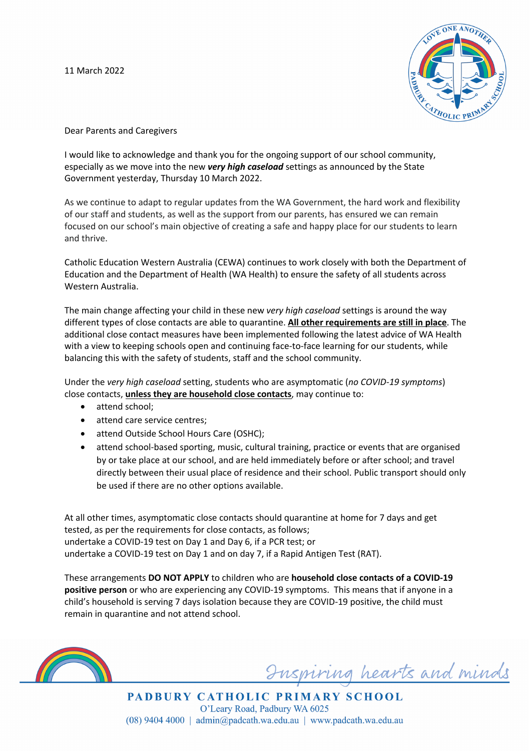11 March 2022

Dear Parents and Caregivers

I would like to acknowledge and thank you for the ongoing support of our school community, especially as we move into the new ***very high caseload*** settings as announced by the State Government yesterday, Thursday 10 March 2022.

As we continue to adapt to regular updates from the WA Government, the hard work and flexibility of our staff and students, as well as the support from our parents, has ensured we can remain focused on our school's main objective of creating a safe and happy place for our students to learn and thrive.

Catholic Education Western Australia (CEWA) continues to work closely with both the Department of Education and the Department of Health (WA Health) to ensure the safety of all students across Western Australia.

The main change affecting your child in these new *very high caseload* settings is around the way different types of close contacts are able to quarantine. <u>**All other requirements are still in place**</u>. The additional close contact measures have been implemented following the latest advice of WA Health with a view to keeping schools open and continuing face-to-face learning for our students, while balancing this with the safety of students, staff and the school community.

Under the *very high caseload* setting, students who are asymptomatic (*no COVID-19 symptoms*) close contacts, <u>**unless they are household close contacts**</u>, may continue to:

- attend school;
- attend care service centres;
- attend Outside School Hours Care (OSHC);
- attend school-based sporting, music, cultural training, practice or events that are organised by or take place at our school, and are held immediately before or after school; and travel directly between their usual place of residence and their school. Public transport should only be used if there are no other options available.

At all other times, asymptomatic close contacts should quarantine at home for 7 days and get tested, as per the requirements for close contacts, as follows;
undertake a COVID-19 test on Day 1 and Day 6, if a PCR test; or
undertake a COVID-19 test on Day 1 and on day 7, if a Rapid Antigen Test (RAT).

These arrangements **DO NOT APPLY** to children who are **household close contacts of a COVID-19 positive person** or who are experiencing any COVID-19 symptoms. This means that if anyone in a child's household is serving 7 days isolation because they are COVID-19 positive, the child must remain in quarantine and not attend school.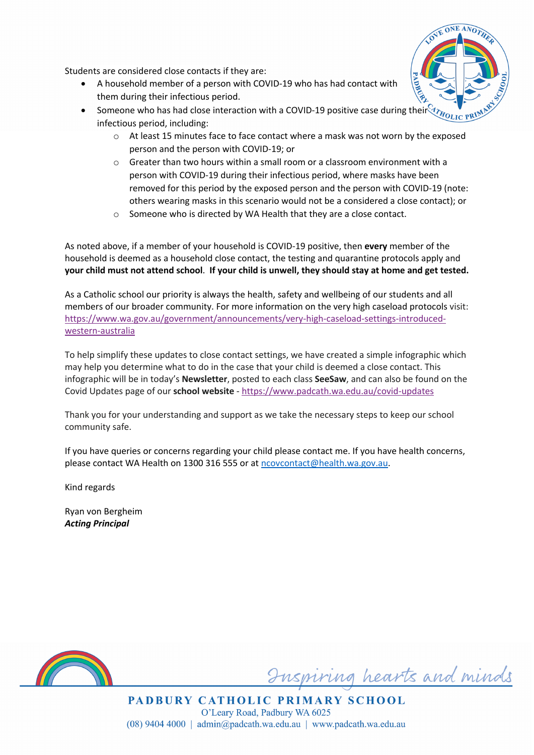Students are considered close contacts if they are:

- A household member of a person with COVID-19 who has had contact with them during their infectious period.
- Someone who has had close interaction with a COVID-19 positive case during their infectious period, including:
  - At least 15 minutes face to face contact where a mask was not worn by the exposed person and the person with COVID-19; or
  - Greater than two hours within a small room or a classroom environment with a person with COVID-19 during their infectious period, where masks have been removed for this period by the exposed person and the person with COVID-19 (note: others wearing masks in this scenario would not be a considered a close contact); or
  - Someone who is directed by WA Health that they are a close contact.

As noted above, if a member of your household is COVID-19 positive, then **every** member of the household is deemed as a household close contact, the testing and quarantine protocols apply and **your child must not attend school**. **If your child is unwell, they should stay at home and get tested.**

As a Catholic school our priority is always the health, safety and wellbeing of our students and all members of our broader community. For more information on the very high caseload protocols visit: https://www.wa.gov.au/government/announcements/very-high-caseload-settings-introduced-western-australia

To help simplify these updates to close contact settings, we have created a simple infographic which may help you determine what to do in the case that your child is deemed a close contact. This infographic will be in today's **Newsletter**, posted to each class **SeeSaw**, and can also be found on the Covid Updates page of our **school website** - https://www.padcath.wa.edu.au/covid-updates

Thank you for your understanding and support as we take the necessary steps to keep our school community safe.

If you have queries or concerns regarding your child please contact me. If you have health concerns, please contact WA Health on 1300 316 555 or at ncovcontact@health.wa.gov.au.

Kind regards

Ryan von Bergheim
***Acting Principal***